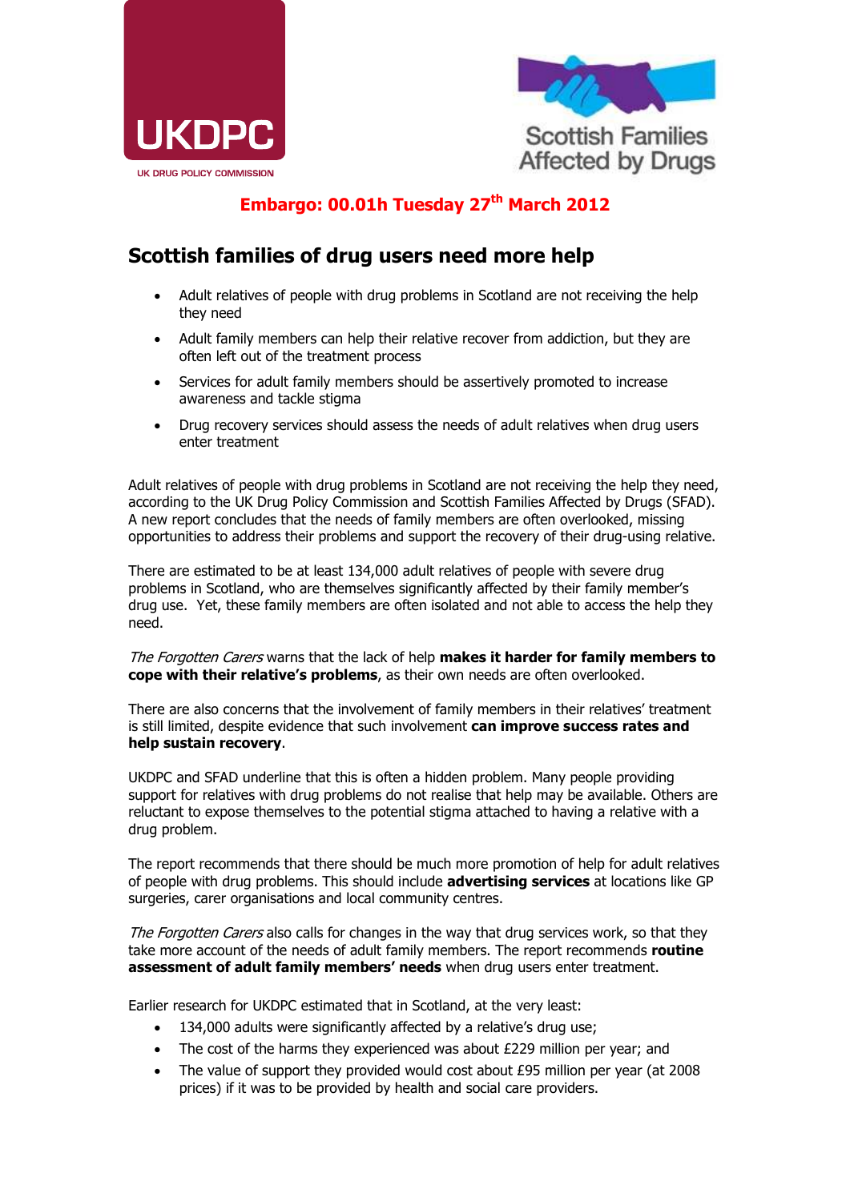UKDPC

UK DRUG POLICY COMMISSION

Scottish Families Affected by Drugs

**Embargo: 00.01h Tuesday 27th March 2012**

# Scottish families of drug users need more help

- Adult relatives of people with drug problems in Scotland are not receiving the help they need
- Adult family members can help their relative recover from addiction, but they are often left out of the treatment process
- Services for adult family members should be assertively promoted to increase awareness and tackle stigma
- Drug recovery services should assess the needs of adult relatives when drug users enter treatment

Adult relatives of people with drug problems in Scotland are not receiving the help they need, according to the UK Drug Policy Commission and Scottish Families Affected by Drugs (SFAD). A new report concludes that the needs of family members are often overlooked, missing opportunities to address their problems and support the recovery of their drug-using relative.

There are estimated to be at least 134,000 adult relatives of people with severe drug problems in Scotland, who are themselves significantly affected by their family member's drug use. Yet, these family members are often isolated and not able to access the help they need.

*The Forgotten Carers* warns that the lack of help **makes it harder for family members to cope with their relative's problems**, as their own needs are often overlooked.

There are also concerns that the involvement of family members in their relatives' treatment is still limited, despite evidence that such involvement **can improve success rates and help sustain recovery**.

UKDPC and SFAD underline that this is often a hidden problem. Many people providing support for relatives with drug problems do not realise that help may be available. Others are reluctant to expose themselves to the potential stigma attached to having a relative with a drug problem.

The report recommends that there should be much more promotion of help for adult relatives of people with drug problems. This should include **advertising services** at locations like GP surgeries, carer organisations and local community centres.

*The Forgotten Carers* also calls for changes in the way that drug services work, so that they take more account of the needs of adult family members. The report recommends **routine assessment of adult family members' needs** when drug users enter treatment.

Earlier research for UKDPC estimated that in Scotland, at the very least:

- 134,000 adults were significantly affected by a relative's drug use;
- The cost of the harms they experienced was about £229 million per year; and
- The value of support they provided would cost about £95 million per year (at 2008 prices) if it was to be provided by health and social care providers.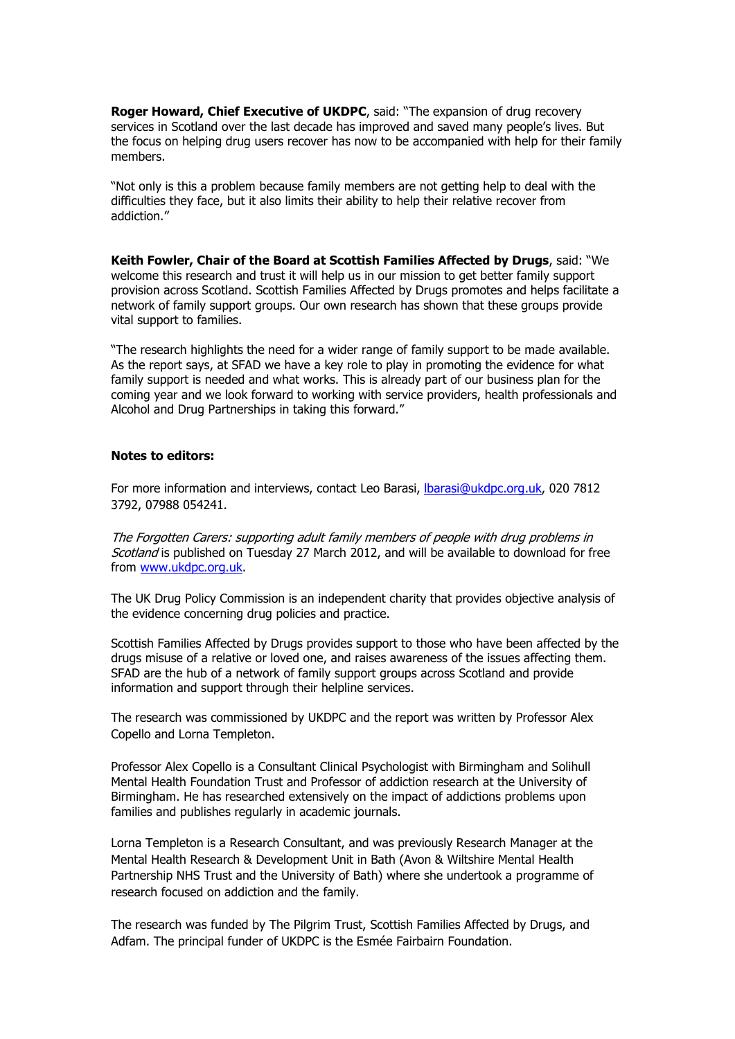**Roger Howard, Chief Executive of UKDPC**, said: "The expansion of drug recovery services in Scotland over the last decade has improved and saved many people's lives. But the focus on helping drug users recover has now to be accompanied with help for their family members.

"Not only is this a problem because family members are not getting help to deal with the difficulties they face, but it also limits their ability to help their relative recover from addiction."

**Keith Fowler, Chair of the Board at Scottish Families Affected by Drugs**, said: "We welcome this research and trust it will help us in our mission to get better family support provision across Scotland. Scottish Families Affected by Drugs promotes and helps facilitate a network of family support groups. Our own research has shown that these groups provide vital support to families.

"The research highlights the need for a wider range of family support to be made available. As the report says, at SFAD we have a key role to play in promoting the evidence for what family support is needed and what works. This is already part of our business plan for the coming year and we look forward to working with service providers, health professionals and Alcohol and Drug Partnerships in taking this forward."

**Notes to editors:**

For more information and interviews, contact Leo Barasi, lbarasi@ukdpc.org.uk, 020 7812 3792, 07988 054241.

*The Forgotten Carers: supporting adult family members of people with drug problems in Scotland* is published on Tuesday 27 March 2012, and will be available to download for free from www.ukdpc.org.uk.

The UK Drug Policy Commission is an independent charity that provides objective analysis of the evidence concerning drug policies and practice.

Scottish Families Affected by Drugs provides support to those who have been affected by the drugs misuse of a relative or loved one, and raises awareness of the issues affecting them. SFAD are the hub of a network of family support groups across Scotland and provide information and support through their helpline services.

The research was commissioned by UKDPC and the report was written by Professor Alex Copello and Lorna Templeton.

Professor Alex Copello is a Consultant Clinical Psychologist with Birmingham and Solihull Mental Health Foundation Trust and Professor of addiction research at the University of Birmingham. He has researched extensively on the impact of addictions problems upon families and publishes regularly in academic journals.

Lorna Templeton is a Research Consultant, and was previously Research Manager at the Mental Health Research & Development Unit in Bath (Avon & Wiltshire Mental Health Partnership NHS Trust and the University of Bath) where she undertook a programme of research focused on addiction and the family.

The research was funded by The Pilgrim Trust, Scottish Families Affected by Drugs, and Adfam. The principal funder of UKDPC is the Esmée Fairbairn Foundation.